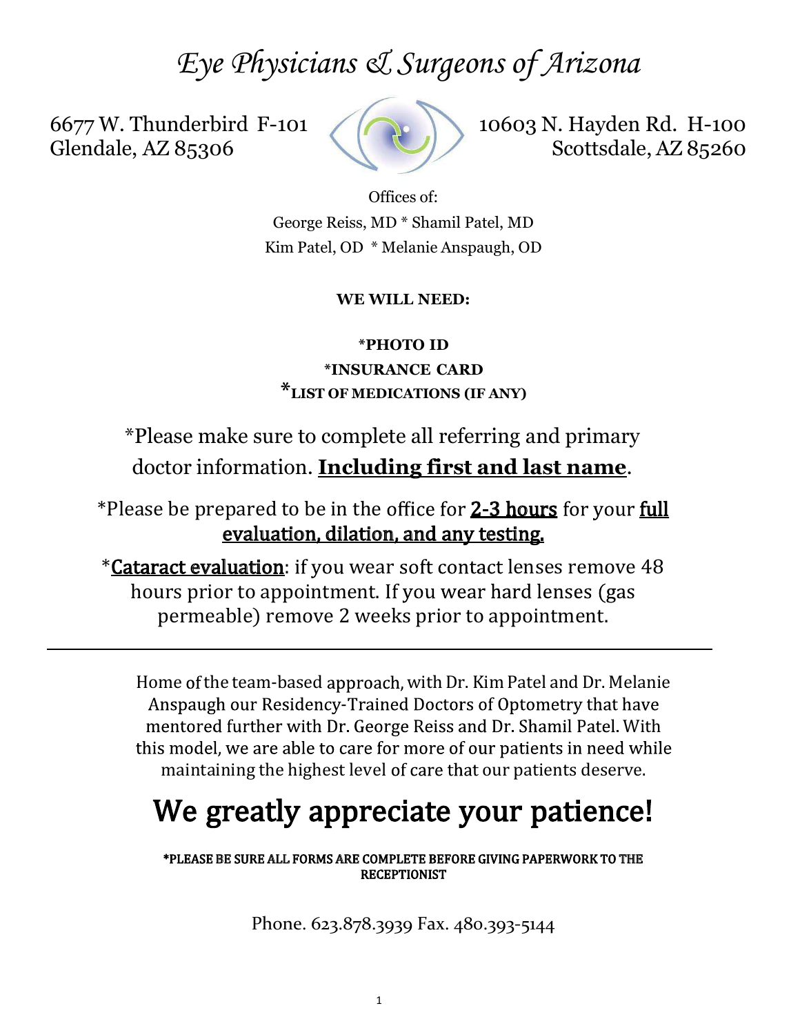# *Eye Physicians & Surgeons of Arizona*

6677 W. Thunderbird F-101
Glendale, AZ 85306

10603 N. Hayden Rd. H-100
Scottsdale, AZ 85260

Offices of:
George Reiss, MD * Shamil Patel, MD
Kim Patel, OD * Melanie Anspaugh, OD

**WE WILL NEED:**

***PHOTO ID**
***INSURANCE CARD**
***LIST OF MEDICATIONS (IF ANY)**

*Please make sure to complete all referring and primary doctor information. **Including first and last name**.

*Please be prepared to be in the office for 2-3 hours for your full evaluation, dilation, and any testing.

*Cataract evaluation: if you wear soft contact lenses remove 48 hours prior to appointment. If you wear hard lenses (gas permeable) remove 2 weeks prior to appointment.

---

Home of the team-based approach, with Dr. Kim Patel and Dr. Melanie Anspaugh our Residency-Trained Doctors of Optometry that have mentored further with Dr. George Reiss and Dr. Shamil Patel. With this model, we are able to care for more of our patients in need while maintaining the highest level of care that our patients deserve.

# We greatly appreciate your patience!

***PLEASE BE SURE ALL FORMS ARE COMPLETE BEFORE GIVING PAPERWORK TO THE RECEPTIONIST**

Phone. 623.878.3939 Fax. 480.393-5144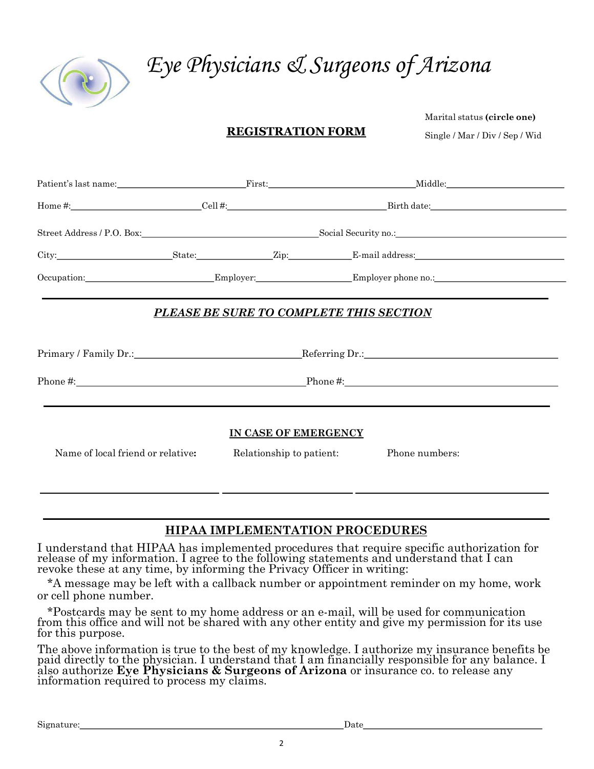# *Eye Physicians & Surgeons of Arizona*

## REGISTRATION FORM

Marital status **(circle one)**

Single / Mar / Div / Sep / Wid

Patient's last name:\_\_\_\_\_\_\_\_\_\_\_\_\_\_\_\_\_\_\_\_ First:\_\_\_\_\_\_\_\_\_\_\_\_\_\_\_\_\_\_\_\_ Middle:\_\_\_\_\_\_\_\_\_\_\_\_\_\_\_\_\_\_\_\_

Home #:\_\_\_\_\_\_\_\_\_\_\_\_\_\_\_\_\_\_\_\_ Cell #:\_\_\_\_\_\_\_\_\_\_\_\_\_\_\_\_\_\_\_\_ Birth date:\_\_\_\_\_\_\_\_\_\_\_\_\_\_\_\_\_\_\_\_

Street Address / P.O. Box:\_\_\_\_\_\_\_\_\_\_\_\_\_\_\_\_\_\_\_\_ Social Security no.:\_\_\_\_\_\_\_\_\_\_\_\_\_\_\_\_\_\_\_\_

City:\_\_\_\_\_\_\_\_\_\_\_\_\_\_\_\_ State:\_\_\_\_\_\_\_\_\_\_ Zip:\_\_\_\_\_\_\_\_\_\_ E-mail address:\_\_\_\_\_\_\_\_\_\_\_\_\_\_\_\_\_\_\_\_

Occupation:\_\_\_\_\_\_\_\_\_\_\_\_\_\_\_\_\_\_\_\_ Employer:\_\_\_\_\_\_\_\_\_\_\_\_\_\_\_\_ Employer phone no.:\_\_\_\_\_\_\_\_\_\_\_\_\_\_\_\_\_\_\_\_

---

### ***PLEASE BE SURE TO COMPLETE THIS SECTION***

Primary / Family Dr.:\_\_\_\_\_\_\_\_\_\_\_\_\_\_\_\_\_\_\_\_ Referring Dr.:\_\_\_\_\_\_\_\_\_\_\_\_\_\_\_\_\_\_\_\_

Phone #:\_\_\_\_\_\_\_\_\_\_\_\_\_\_\_\_\_\_\_\_ Phone #:\_\_\_\_\_\_\_\_\_\_\_\_\_\_\_\_\_\_\_\_

---

### IN CASE OF EMERGENCY

| Name of local friend or relative: | Relationship to patient: | Phone numbers: |
|---|---|---|
| | | |

---

## HIPAA IMPLEMENTATION PROCEDURES

I understand that HIPAA has implemented procedures that require specific authorization for release of my information. I agree to the following statements and understand that I can revoke these at any time, by informing the Privacy Officer in writing:

*A message may be left with a callback number or appointment reminder on my home, work or cell phone number.

*Postcards may be sent to my home address or an e-mail, will be used for communication from this office and will not be shared with any other entity and give my permission for its use for this purpose.

The above information is true to the best of my knowledge. I authorize my insurance benefits be paid directly to the physician. I understand that I am financially responsible for any balance. I also authorize **Eye Physicians & Surgeons of Arizona** or insurance co. to release any information required to process my claims.

Signature:\_\_\_\_\_\_\_\_\_\_\_\_\_\_\_\_\_\_\_\_\_\_\_\_\_\_\_\_\_\_ Date\_\_\_\_\_\_\_\_\_\_\_\_\_\_\_\_\_\_\_\_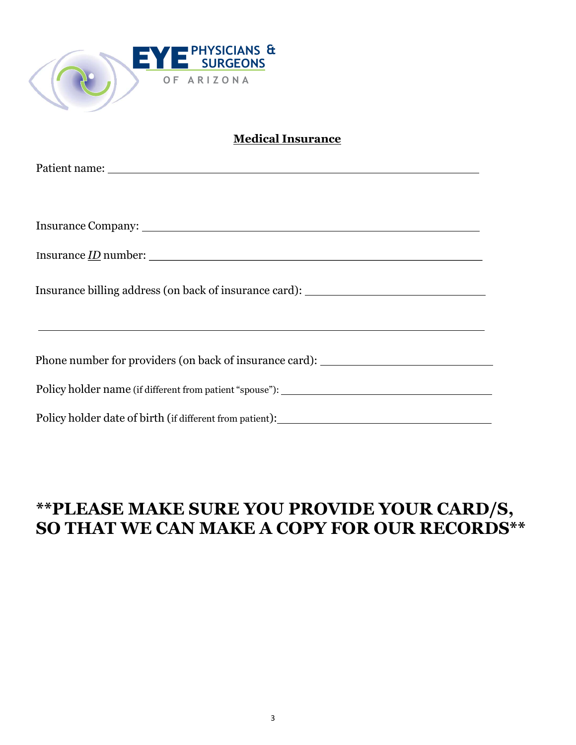EYE PHYSICIANS & SURGEONS OF ARIZONA

## Medical Insurance

Patient name: ______________________________________________

Insurance Company: ______________________________________________

Insurance *ID* number: ______________________________________________

Insurance billing address (on back of insurance card): ______________________________

______________________________________________

Phone number for providers (on back of insurance card): ______________________________

Policy holder name (if different from patient "spouse"): ______________________________

Policy holder date of birth (if different from patient): ______________________________

# **PLEASE MAKE SURE YOU PROVIDE YOUR CARD/S, SO THAT WE CAN MAKE A COPY FOR OUR RECORDS**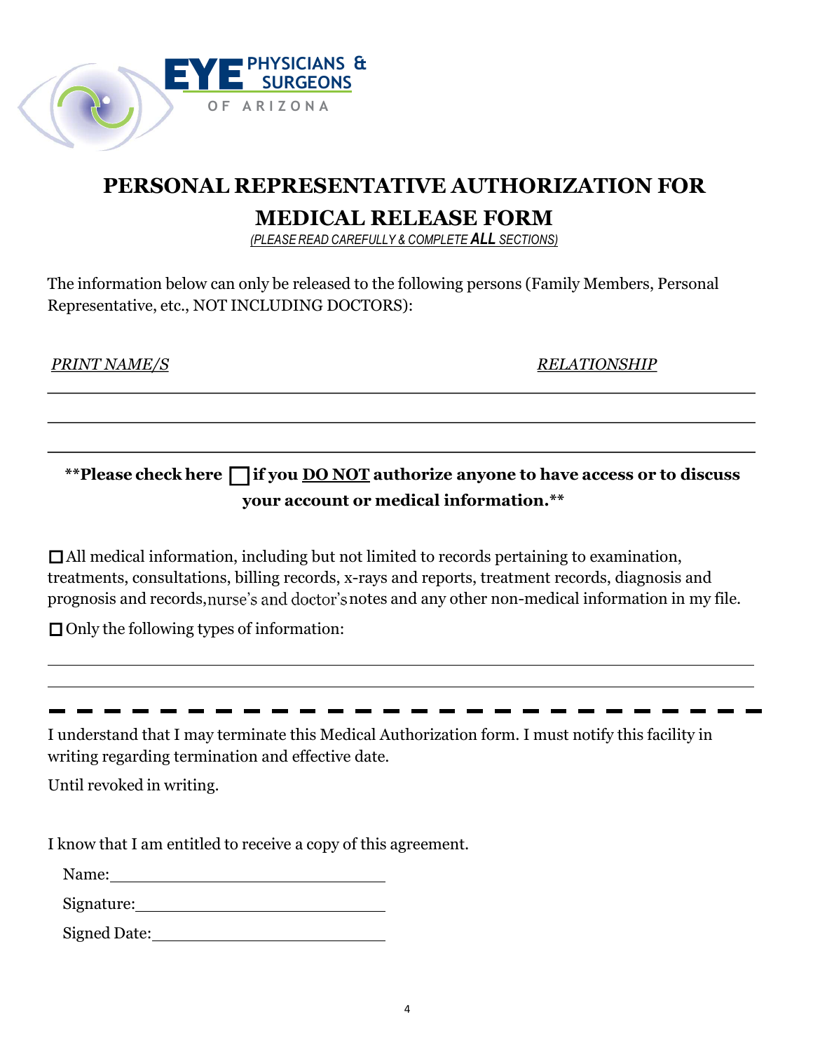EYE PHYSICIANS & SURGEONS OF ARIZONA

# PERSONAL REPRESENTATIVE AUTHORIZATION FOR MEDICAL RELEASE FORM

*(PLEASE READ CAREFULLY & COMPLETE **ALL** SECTIONS)*

The information below can only be released to the following persons (Family Members, Personal Representative, etc., NOT INCLUDING DOCTORS):

| *PRINT NAME/S* | *RELATIONSHIP* |
|---|---|
| | |
| | |
| | |

**\*\*Please check here ☐ if you DO NOT authorize anyone to have access or to discuss your account or medical information.\*\***

☐ All medical information, including but not limited to records pertaining to examination, treatments, consultations, billing records, x-rays and reports, treatment records, diagnosis and prognosis and records, nurse's and doctor's notes and any other non-medical information in my file.

☐ Only the following types of information:

_______________________________________________

_______________________________________________

---

I understand that I may terminate this Medical Authorization form. I must notify this facility in writing regarding termination and effective date.

Until revoked in writing.

I know that I am entitled to receive a copy of this agreement.

Name: ____________________________

Signature: ____________________________

Signed Date: ____________________________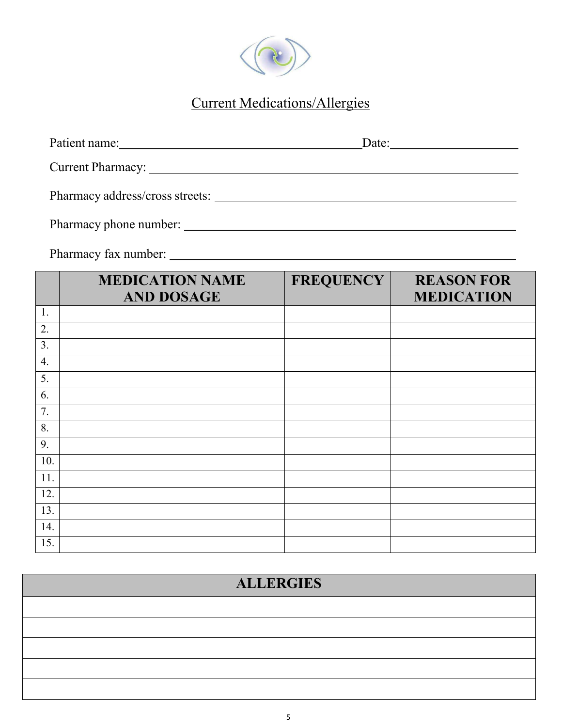# Current Medications/Allergies

Patient name:\_\_\_\_\_\_\_\_\_\_\_\_\_\_\_\_\_\_\_\_\_\_\_\_\_\_\_\_\_\_\_\_\_\_\_\_\_\_\_\_ Date:\_\_\_\_\_\_\_\_\_\_\_\_\_\_\_\_\_\_\_\_

Current Pharmacy: \_\_\_\_\_\_\_\_\_\_\_\_\_\_\_\_\_\_\_\_\_\_\_\_\_\_\_\_\_\_\_\_\_\_\_\_\_\_\_\_\_\_\_\_\_\_\_\_\_\_\_\_\_\_\_\_\_\_\_\_

Pharmacy address/cross streets: \_\_\_\_\_\_\_\_\_\_\_\_\_\_\_\_\_\_\_\_\_\_\_\_\_\_\_\_\_\_\_\_\_\_\_\_\_\_\_\_\_\_\_\_\_\_\_\_

Pharmacy phone number: \_\_\_\_\_\_\_\_\_\_\_\_\_\_\_\_\_\_\_\_\_\_\_\_\_\_\_\_\_\_\_\_\_\_\_\_\_\_\_\_\_\_\_\_\_\_\_\_\_\_\_\_\_\_

Pharmacy fax number: \_\_\_\_\_\_\_\_\_\_\_\_\_\_\_\_\_\_\_\_\_\_\_\_\_\_\_\_\_\_\_\_\_\_\_\_\_\_\_\_\_\_\_\_\_\_\_\_\_\_\_\_\_\_\_\_

| | MEDICATION NAME AND DOSAGE | FREQUENCY | REASON FOR MEDICATION |
|---|---|---|---|
| 1. | | | |
| 2. | | | |
| 3. | | | |
| 4. | | | |
| 5. | | | |
| 6. | | | |
| 7. | | | |
| 8. | | | |
| 9. | | | |
| 10. | | | |
| 11. | | | |
| 12. | | | |
| 13. | | | |
| 14. | | | |
| 15. | | | |

| ALLERGIES |
|---|
| |
| |
| |
| |
| |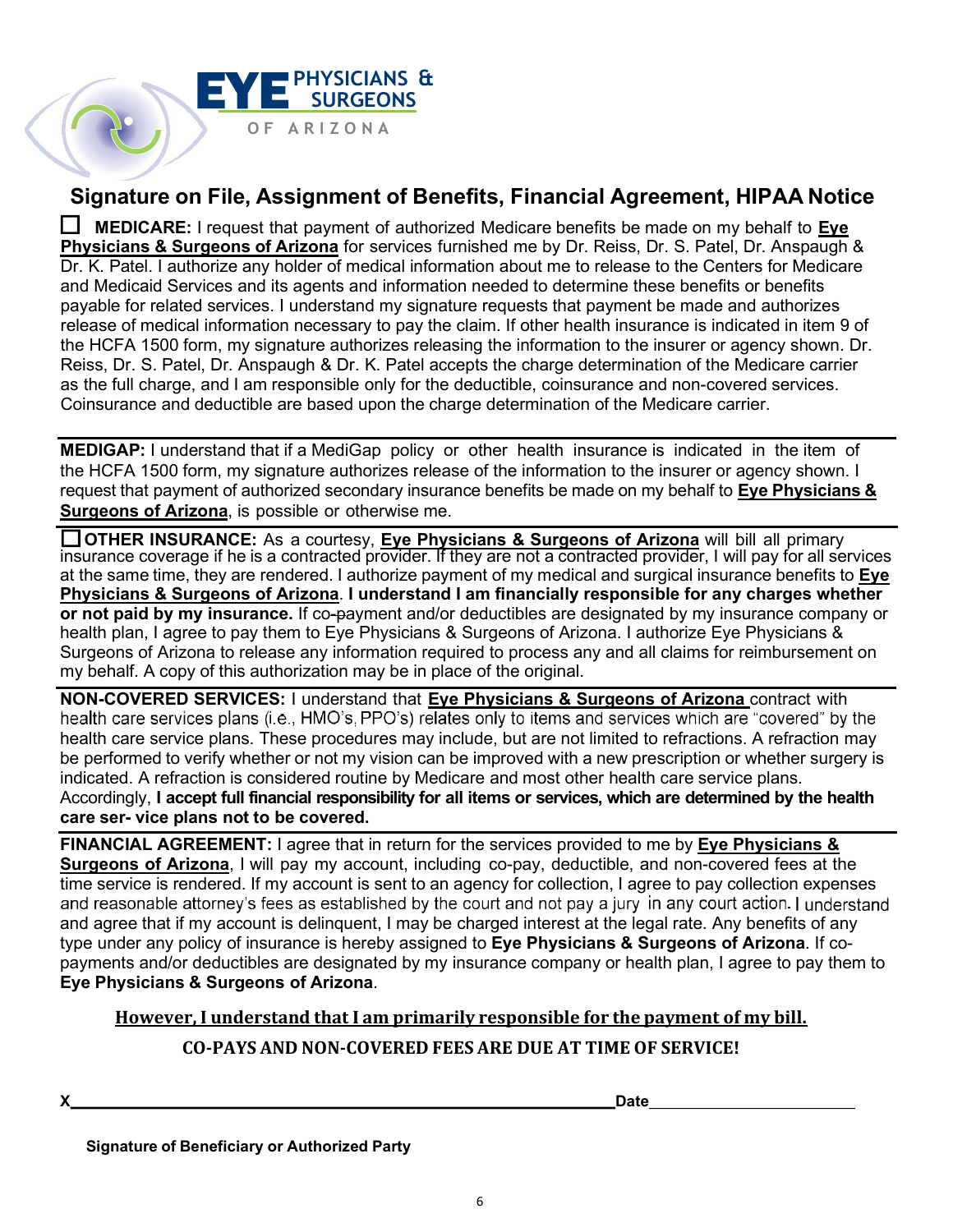EYE PHYSICIANS & SURGEONS OF ARIZONA

# Signature on File, Assignment of Benefits, Financial Agreement, HIPAA Notice

☐ **MEDICARE:** I request that payment of authorized Medicare benefits be made on my behalf to **Eye Physicians & Surgeons of Arizona** for services furnished me by Dr. Reiss, Dr. S. Patel, Dr. Anspaugh & Dr. K. Patel. I authorize any holder of medical information about me to release to the Centers for Medicare and Medicaid Services and its agents and information needed to determine these benefits or benefits payable for related services. I understand my signature requests that payment be made and authorizes release of medical information necessary to pay the claim. If other health insurance is indicated in item 9 of the HCFA 1500 form, my signature authorizes releasing the information to the insurer or agency shown. Dr. Reiss, Dr. S. Patel, Dr. Anspaugh & Dr. K. Patel accepts the charge determination of the Medicare carrier as the full charge, and I am responsible only for the deductible, coinsurance and non-covered services. Coinsurance and deductible are based upon the charge determination of the Medicare carrier.

**MEDIGAP:** I understand that if a MediGap policy or other health insurance is indicated in the item of the HCFA 1500 form, my signature authorizes release of the information to the insurer or agency shown. I request that payment of authorized secondary insurance benefits be made on my behalf to **Eye Physicians & Surgeons of Arizona**, is possible or otherwise me.

☐ **OTHER INSURANCE:** As a courtesy, **Eye Physicians & Surgeons of Arizona** will bill all primary insurance coverage if he is a contracted provider. If they are not a contracted provider, I will pay for all services at the same time, they are rendered. I authorize payment of my medical and surgical insurance benefits to **Eye Physicians & Surgeons of Arizona**. **I understand I am financially responsible for any charges whether or not paid by my insurance.** If co-payment and/or deductibles are designated by my insurance company or health plan, I agree to pay them to Eye Physicians & Surgeons of Arizona. I authorize Eye Physicians & Surgeons of Arizona to release any information required to process any and all claims for reimbursement on my behalf. A copy of this authorization may be in place of the original.

**NON-COVERED SERVICES:** I understand that **Eye Physicians & Surgeons of Arizona** contract with health care services plans (i.e., HMO's, PPO's) relates only to items and services which are "covered" by the health care service plans. These procedures may include, but are not limited to refractions. A refraction may be performed to verify whether or not my vision can be improved with a new prescription or whether surgery is indicated. A refraction is considered routine by Medicare and most other health care service plans. Accordingly, **I accept full financial responsibility for all items or services, which are determined by the health care ser- vice plans not to be covered.**

**FINANCIAL AGREEMENT:** I agree that in return for the services provided to me by **Eye Physicians & Surgeons of Arizona**, I will pay my account, including co-pay, deductible, and non-covered fees at the time service is rendered. If my account is sent to an agency for collection, I agree to pay collection expenses and reasonable attorney's fees as established by the court and not pay a jury in any court action. I understand and agree that if my account is delinquent, I may be charged interest at the legal rate. Any benefits of any type under any policy of insurance is hereby assigned to **Eye Physicians & Surgeons of Arizona**. If co-payments and/or deductibles are designated by my insurance company or health plan, I agree to pay them to **Eye Physicians & Surgeons of Arizona**.

**However, I understand that I am primarily responsible for the payment of my bill.**

**CO-PAYS AND NON-COVERED FEES ARE DUE AT TIME OF SERVICE!**

**X**\_\_\_\_\_\_\_\_\_\_\_\_\_\_\_\_\_\_\_\_\_\_\_\_\_\_\_\_\_\_\_\_\_\_\_\_\_\_\_\_ **Date**\_\_\_\_\_\_\_\_\_\_\_\_\_\_\_\_\_\_\_\_

**Signature of Beneficiary or Authorized Party**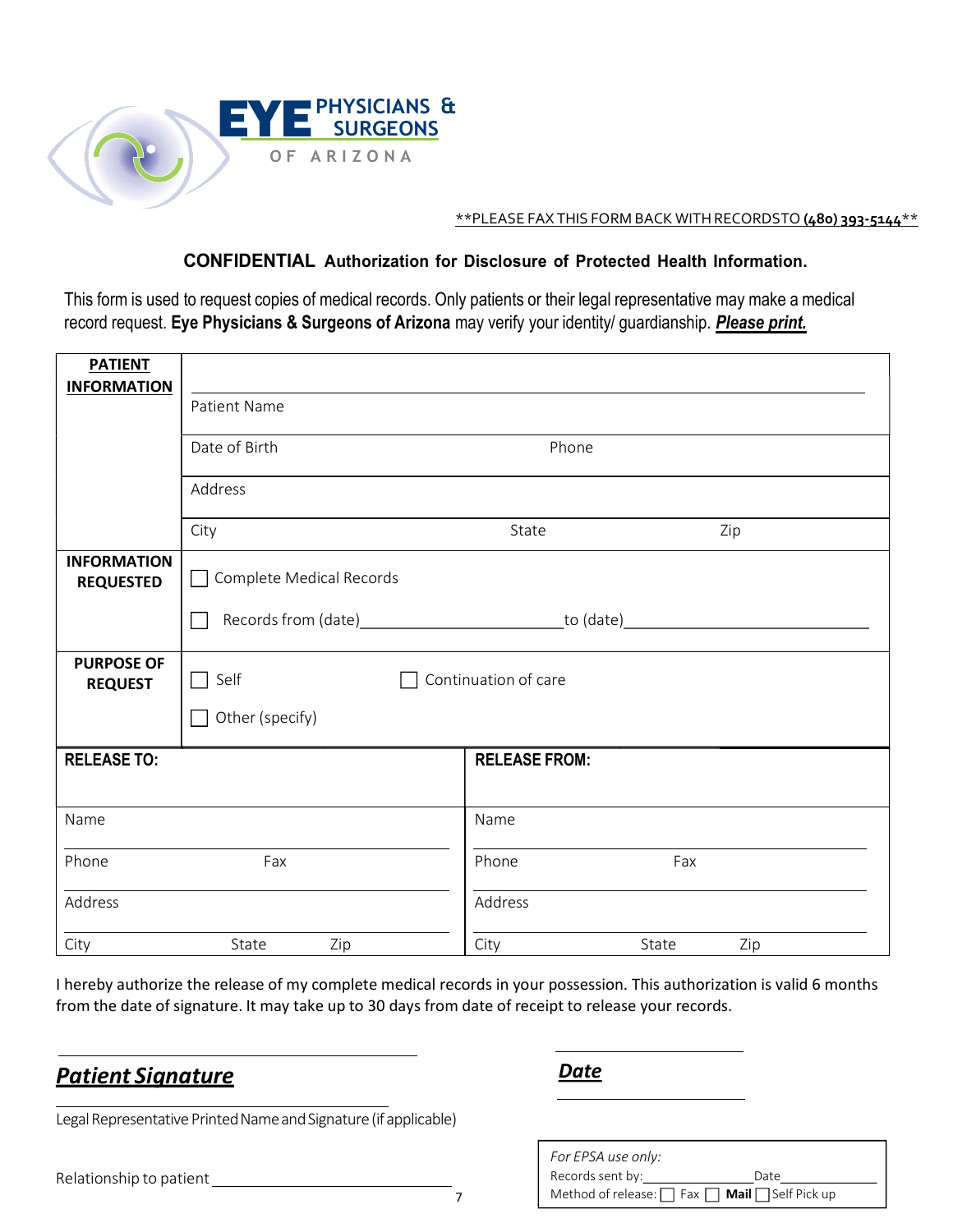**EYE PHYSICIANS & SURGEONS OF ARIZONA**

**PLEASE FAX THIS FORM BACK WITH RECORDS TO (480) 393-5144**

### CONFIDENTIAL Authorization for Disclosure of Protected Health Information.

This form is used to request copies of medical records. Only patients or their legal representative may make a medical record request. **Eye Physicians & Surgeons of Arizona** may verify your identity/ guardianship. ***Please print.***

| | | | |
|---|---|---|---|
| **PATIENT INFORMATION** | Patient Name | | |
| | Date of Birth | Phone | |
| | Address | | |
| | City | State | Zip |
| **INFORMATION REQUESTED** | ☐ Complete Medical Records | | |
| | ☐ Records from (date)\_\_\_\_\_\_\_\_\_\_\_\_\_\_\_\_\_\_\_\_ to (date)\_\_\_\_\_\_\_\_\_\_\_\_\_\_\_\_\_\_\_\_ | | |
| **PURPOSE OF REQUEST** | ☐ Self | ☐ Continuation of care | |
| | ☐ Other (specify) | | |

| **RELEASE TO:** | | | **RELEASE FROM:** | | |
|---|---|---|---|---|---|
| Name | | | Name | | |
| Phone | Fax | | Phone | Fax | |
| Address | | | Address | | |
| City | State | Zip | City | State | Zip |

I hereby authorize the release of my complete medical records in your possession. This authorization is valid 6 months from the date of signature. It may take up to 30 days from date of receipt to release your records.

\_\_\_\_\_\_\_\_\_\_\_\_\_\_\_\_\_\_\_\_\_\_\_\_\_\_\_\_\_\_
***Patient Signature***

\_\_\_\_\_\_\_\_\_\_\_\_\_\_\_\_\_\_
***Date***

\_\_\_\_\_\_\_\_\_\_\_\_\_\_\_\_\_\_\_\_\_\_\_\_\_\_\_\_\_\_
Legal Representative Printed Name and Signature (if applicable)

Relationship to patient \_\_\_\_\_\_\_\_\_\_\_\_\_\_\_\_\_\_\_\_\_\_\_\_

*For EPSA use only:*
Records sent by:\_\_\_\_\_\_\_\_\_\_\_\_\_\_ Date\_\_\_\_\_\_\_\_\_\_\_\_
Method of release: ☐ Fax ☐ **Mail** ☐ Self Pick up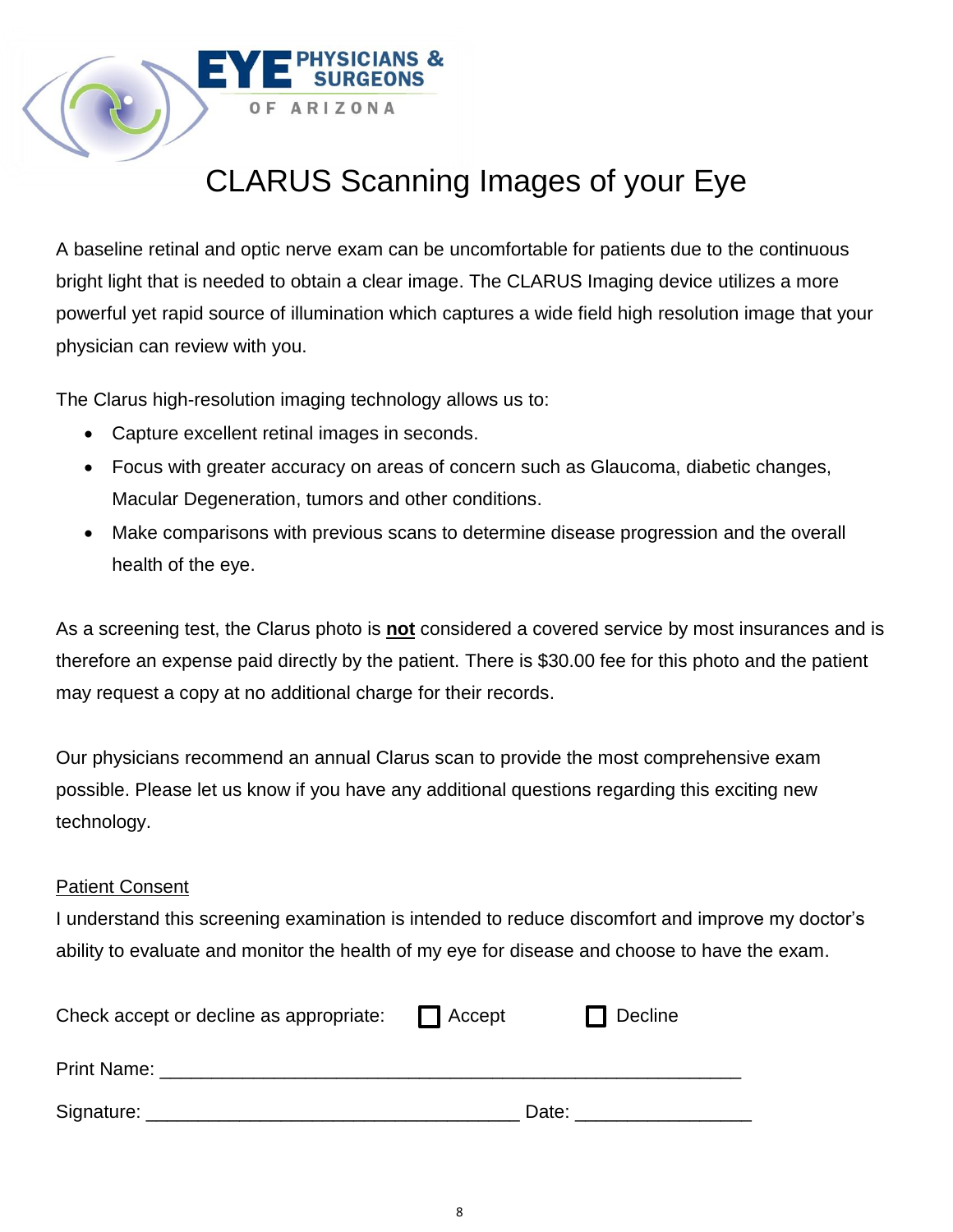EYE PHYSICIANS & SURGEONS OF ARIZONA

# CLARUS Scanning Images of your Eye

A baseline retinal and optic nerve exam can be uncomfortable for patients due to the continuous bright light that is needed to obtain a clear image. The CLARUS Imaging device utilizes a more powerful yet rapid source of illumination which captures a wide field high resolution image that your physician can review with you.

The Clarus high-resolution imaging technology allows us to:

- Capture excellent retinal images in seconds.
- Focus with greater accuracy on areas of concern such as Glaucoma, diabetic changes, Macular Degeneration, tumors and other conditions.
- Make comparisons with previous scans to determine disease progression and the overall health of the eye.

As a screening test, the Clarus photo is **<u>not</u>** considered a covered service by most insurances and is therefore an expense paid directly by the patient. There is $30.00 fee for this photo and the patient may request a copy at no additional charge for their records.

Our physicians recommend an annual Clarus scan to provide the most comprehensive exam possible. Please let us know if you have any additional questions regarding this exciting new technology.

<u>Patient Consent</u>

I understand this screening examination is intended to reduce discomfort and improve my doctor's ability to evaluate and monitor the health of my eye for disease and choose to have the exam.

Check accept or decline as appropriate: ☐ Accept ☐ Decline

Print Name: ______________________________________________________

Signature: ___________________________________ Date: ________________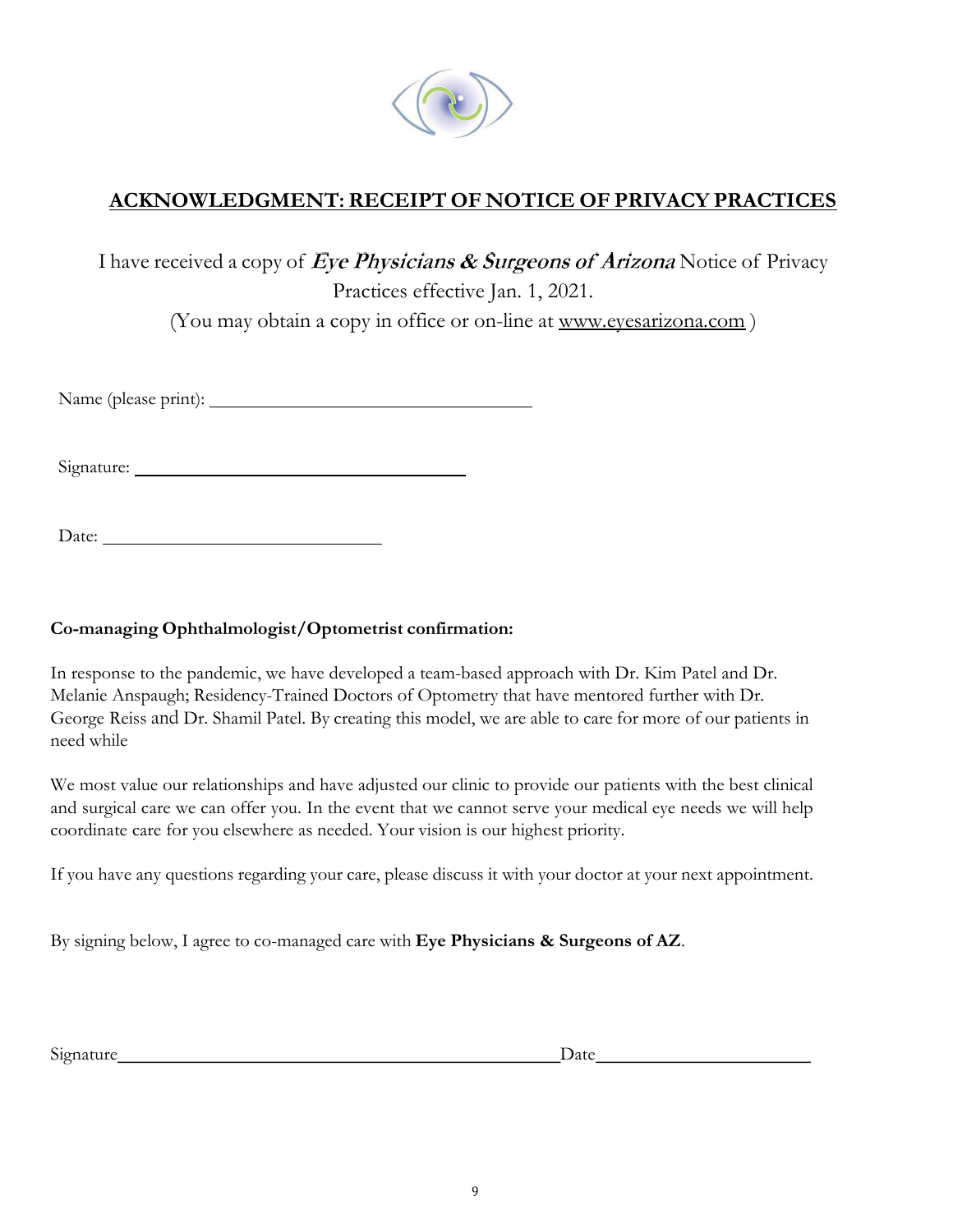## ACKNOWLEDGMENT: RECEIPT OF NOTICE OF PRIVACY PRACTICES

I have received a copy of ***Eye Physicians & Surgeons of Arizona*** Notice of Privacy Practices effective Jan. 1, 2021.

(You may obtain a copy in office or on-line at www.eyesarizona.com )

Name (please print): ___________________________________

Signature: ___________________________________

Date: ______________________________

**Co-managing Ophthalmologist/Optometrist confirmation:**

In response to the pandemic, we have developed a team-based approach with Dr. Kim Patel and Dr. Melanie Anspaugh; Residency-Trained Doctors of Optometry that have mentored further with Dr. George Reiss and Dr. Shamil Patel. By creating this model, we are able to care for more of our patients in need while

We most value our relationships and have adjusted our clinic to provide our patients with the best clinical and surgical care we can offer you. In the event that we cannot serve your medical eye needs we will help coordinate care for you elsewhere as needed. Your vision is our highest priority.

If you have any questions regarding your care, please discuss it with your doctor at your next appointment.

By signing below, I agree to co-managed care with **Eye Physicians & Surgeons of AZ**.

Signature_______________________________________________Date______________________